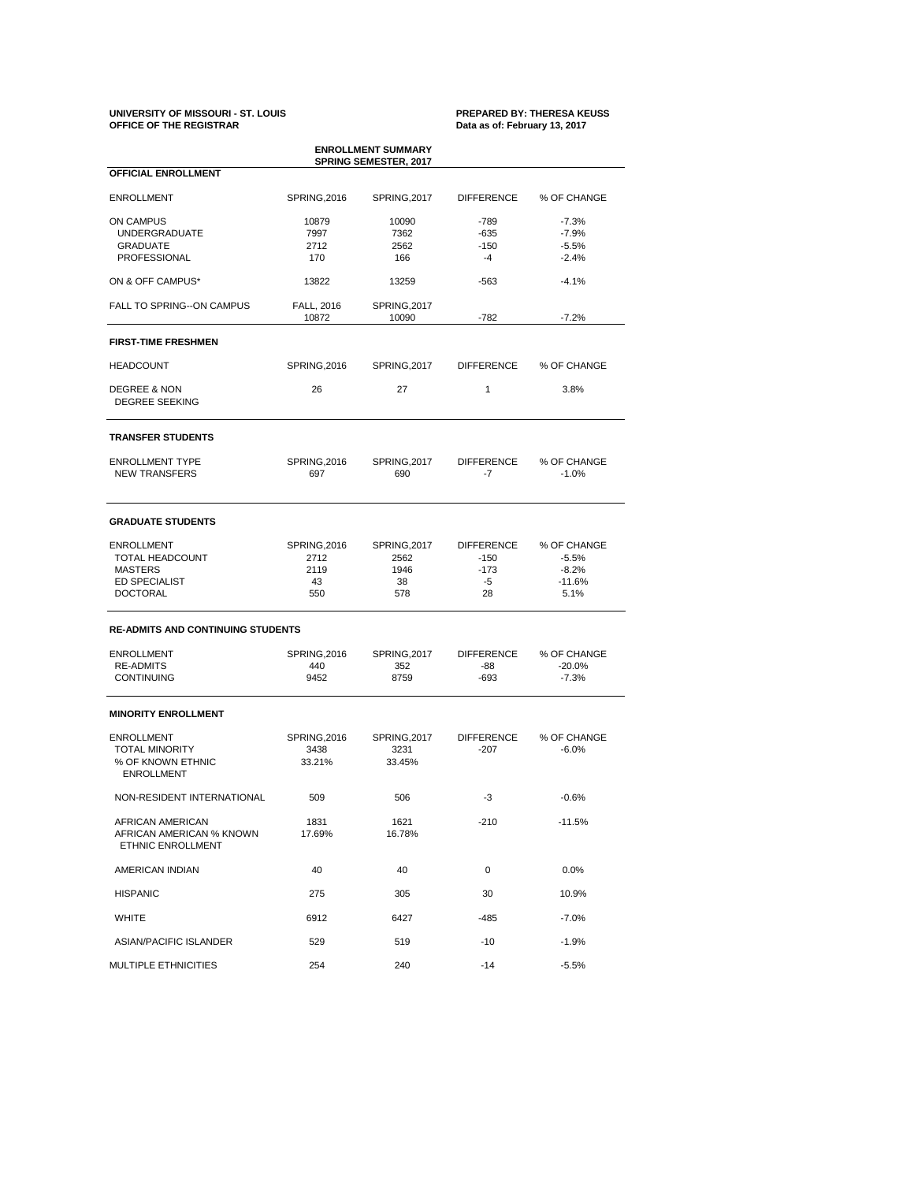**UNIVERSITY OF MISSOURI - ST. LOUIS**
**OFFICE OF THE REGISTRAR**

**PREPARED BY: THERESA KEUSS**
**Data as of: February 13, 2017**

## ENROLLMENT SUMMARY
## SPRING SEMESTER, 2017

### OFFICIAL ENROLLMENT

| ENROLLMENT | SPRING,2016 | SPRING,2017 | DIFFERENCE | % OF CHANGE |
|---|---|---|---|---|
| ON CAMPUS | 10879 | 10090 | -789 | -7.3% |
| UNDERGRADUATE | 7997 | 7362 | -635 | -7.9% |
| GRADUATE | 2712 | 2562 | -150 | -5.5% |
| PROFESSIONAL | 170 | 166 | -4 | -2.4% |
| ON & OFF CAMPUS* | 13822 | 13259 | -563 | -4.1% |
| FALL TO SPRING--ON CAMPUS | FALL, 2016 | SPRING,2017 | | |
| | 10872 | 10090 | -782 | -7.2% |

### FIRST-TIME FRESHMEN

| HEADCOUNT | SPRING,2016 | SPRING,2017 | DIFFERENCE | % OF CHANGE |
|---|---|---|---|---|
| DEGREE & NON DEGREE SEEKING | 26 | 27 | 1 | 3.8% |

### TRANSFER STUDENTS

| ENROLLMENT TYPE | SPRING,2016 | SPRING,2017 | DIFFERENCE | % OF CHANGE |
|---|---|---|---|---|
| NEW TRANSFERS | 697 | 690 | -7 | -1.0% |

### GRADUATE STUDENTS

| ENROLLMENT | SPRING,2016 | SPRING,2017 | DIFFERENCE | % OF CHANGE |
|---|---|---|---|---|
| TOTAL HEADCOUNT | 2712 | 2562 | -150 | -5.5% |
| MASTERS | 2119 | 1946 | -173 | -8.2% |
| ED SPECIALIST | 43 | 38 | -5 | -11.6% |
| DOCTORAL | 550 | 578 | 28 | 5.1% |

### RE-ADMITS AND CONTINUING STUDENTS

| ENROLLMENT | SPRING,2016 | SPRING,2017 | DIFFERENCE | % OF CHANGE |
|---|---|---|---|---|
| RE-ADMITS | 440 | 352 | -88 | -20.0% |
| CONTINUING | 9452 | 8759 | -693 | -7.3% |

### MINORITY ENROLLMENT

| ENROLLMENT | SPRING,2016 | SPRING,2017 | DIFFERENCE | % OF CHANGE |
|---|---|---|---|---|
| TOTAL MINORITY | 3438 | 3231 | -207 | -6.0% |
| % OF KNOWN ETHNIC ENROLLMENT | 33.21% | 33.45% | | |
| NON-RESIDENT INTERNATIONAL | 509 | 506 | -3 | -0.6% |
| AFRICAN AMERICAN | 1831 | 1621 | -210 | -11.5% |
| AFRICAN AMERICAN % KNOWN ETHNIC ENROLLMENT | 17.69% | 16.78% | | |
| AMERICAN INDIAN | 40 | 40 | 0 | 0.0% |
| HISPANIC | 275 | 305 | 30 | 10.9% |
| WHITE | 6912 | 6427 | -485 | -7.0% |
| ASIAN/PACIFIC ISLANDER | 529 | 519 | -10 | -1.9% |
| MULTIPLE ETHNICITIES | 254 | 240 | -14 | -5.5% |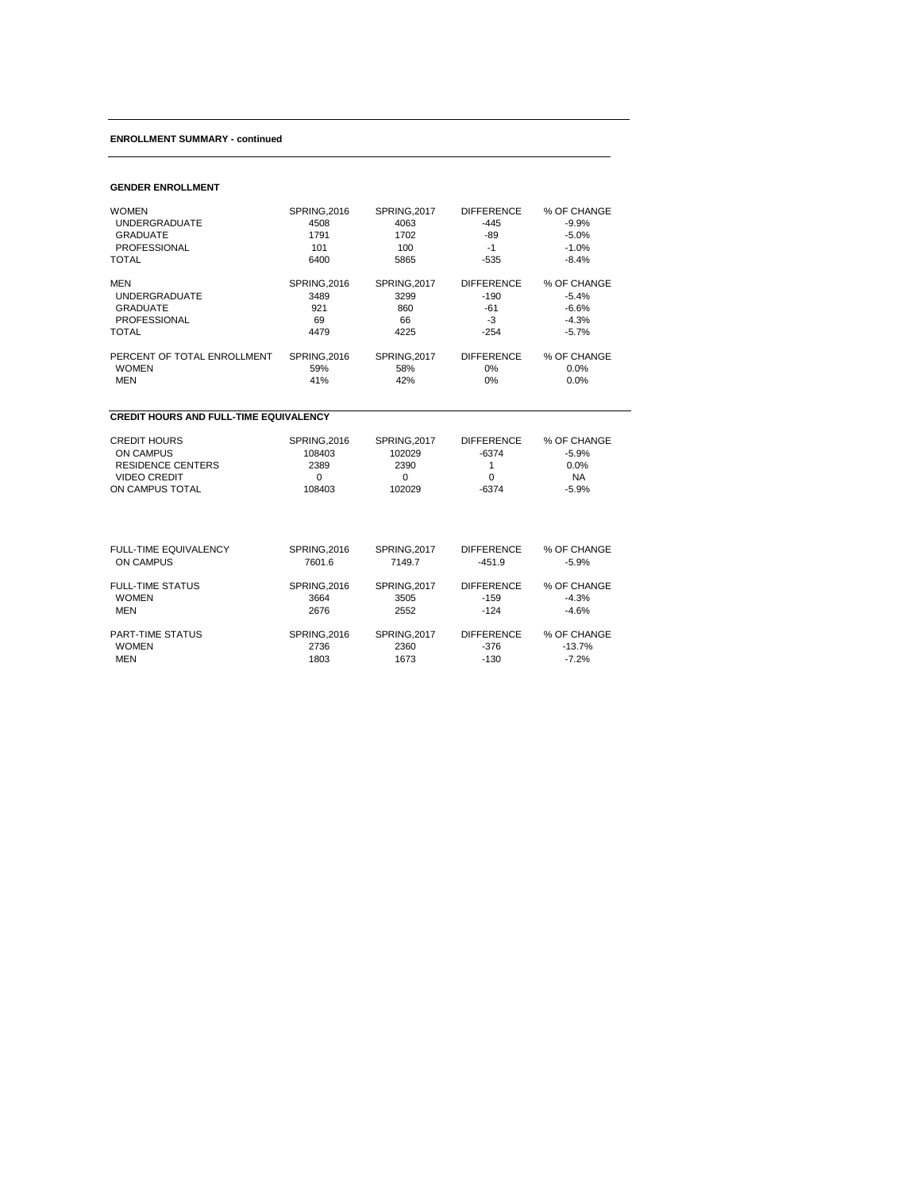**ENROLLMENT SUMMARY - continued**

**GENDER ENROLLMENT**

| WOMEN | SPRING,2016 | SPRING,2017 | DIFFERENCE | % OF CHANGE |
|---|---|---|---|---|
| UNDERGRADUATE | 4508 | 4063 | -445 | -9.9% |
| GRADUATE | 1791 | 1702 | -89 | -5.0% |
| PROFESSIONAL | 101 | 100 | -1 | -1.0% |
| TOTAL | 6400 | 5865 | -535 | -8.4% |

| MEN | SPRING,2016 | SPRING,2017 | DIFFERENCE | % OF CHANGE |
|---|---|---|---|---|
| UNDERGRADUATE | 3489 | 3299 | -190 | -5.4% |
| GRADUATE | 921 | 860 | -61 | -6.6% |
| PROFESSIONAL | 69 | 66 | -3 | -4.3% |
| TOTAL | 4479 | 4225 | -254 | -5.7% |

| PERCENT OF TOTAL ENROLLMENT | SPRING,2016 | SPRING,2017 | DIFFERENCE | % OF CHANGE |
|---|---|---|---|---|
| WOMEN | 59% | 58% | 0% | 0.0% |
| MEN | 41% | 42% | 0% | 0.0% |

**CREDIT HOURS AND FULL-TIME EQUIVALENCY**

| CREDIT HOURS | SPRING,2016 | SPRING,2017 | DIFFERENCE | % OF CHANGE |
|---|---|---|---|---|
| ON CAMPUS | 108403 | 102029 | -6374 | -5.9% |
| RESIDENCE CENTERS | 2389 | 2390 | 1 | 0.0% |
| VIDEO CREDIT | 0 | 0 | 0 | NA |
| ON CAMPUS TOTAL | 108403 | 102029 | -6374 | -5.9% |

| FULL-TIME EQUIVALENCY | SPRING,2016 | SPRING,2017 | DIFFERENCE | % OF CHANGE |
|---|---|---|---|---|
| ON CAMPUS | 7601.6 | 7149.7 | -451.9 | -5.9% |

| FULL-TIME STATUS | SPRING,2016 | SPRING,2017 | DIFFERENCE | % OF CHANGE |
|---|---|---|---|---|
| WOMEN | 3664 | 3505 | -159 | -4.3% |
| MEN | 2676 | 2552 | -124 | -4.6% |

| PART-TIME STATUS | SPRING,2016 | SPRING,2017 | DIFFERENCE | % OF CHANGE |
|---|---|---|---|---|
| WOMEN | 2736 | 2360 | -376 | -13.7% |
| MEN | 1803 | 1673 | -130 | -7.2% |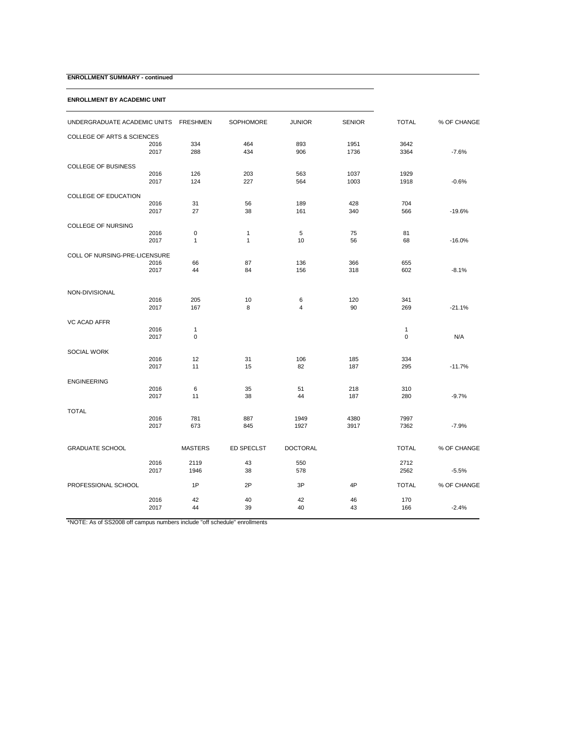**ENROLLMENT SUMMARY - continued**

**ENROLLMENT BY ACADEMIC UNIT**

| UNDERGRADUATE ACADEMIC UNITS | | FRESHMEN | SOPHOMORE | JUNIOR | SENIOR | TOTAL | % OF CHANGE |
|---|---|---|---|---|---|---|---|
| COLLEGE OF ARTS & SCIENCES | | | | | | | |
| | 2016 | 334 | 464 | 893 | 1951 | 3642 | |
| | 2017 | 288 | 434 | 906 | 1736 | 3364 | -7.6% |
| COLLEGE OF BUSINESS | | | | | | | |
| | 2016 | 126 | 203 | 563 | 1037 | 1929 | |
| | 2017 | 124 | 227 | 564 | 1003 | 1918 | -0.6% |
| COLLEGE OF EDUCATION | | | | | | | |
| | 2016 | 31 | 56 | 189 | 428 | 704 | |
| | 2017 | 27 | 38 | 161 | 340 | 566 | -19.6% |
| COLLEGE OF NURSING | | | | | | | |
| | 2016 | 0 | 1 | 5 | 75 | 81 | |
| | 2017 | 1 | 1 | 10 | 56 | 68 | -16.0% |
| COLL OF NURSING-PRE-LICENSURE | | | | | | | |
| | 2016 | 66 | 87 | 136 | 366 | 655 | |
| | 2017 | 44 | 84 | 156 | 318 | 602 | -8.1% |
| NON-DIVISIONAL | | | | | | | |
| | 2016 | 205 | 10 | 6 | 120 | 341 | |
| | 2017 | 167 | 8 | 4 | 90 | 269 | -21.1% |
| VC ACAD AFFR | | | | | | | |
| | 2016 | 1 | | | | 1 | |
| | 2017 | 0 | | | | 0 | N/A |
| SOCIAL WORK | | | | | | | |
| | 2016 | 12 | 31 | 106 | 185 | 334 | |
| | 2017 | 11 | 15 | 82 | 187 | 295 | -11.7% |
| ENGINEERING | | | | | | | |
| | 2016 | 6 | 35 | 51 | 218 | 310 | |
| | 2017 | 11 | 38 | 44 | 187 | 280 | -9.7% |
| TOTAL | | | | | | | |
| | 2016 | 781 | 887 | 1949 | 4380 | 7997 | |
| | 2017 | 673 | 845 | 1927 | 3917 | 7362 | -7.9% |

| GRADUATE SCHOOL | | MASTERS | ED SPECLST | DOCTORAL | | TOTAL | % OF CHANGE |
|---|---|---|---|---|---|---|---|
| | 2016 | 2119 | 43 | 550 | | 2712 | |
| | 2017 | 1946 | 38 | 578 | | 2562 | -5.5% |

| PROFESSIONAL SCHOOL | | 1P | 2P | 3P | 4P | TOTAL | % OF CHANGE |
|---|---|---|---|---|---|---|---|
| | 2016 | 42 | 40 | 42 | 46 | 170 | |
| | 2017 | 44 | 39 | 40 | 43 | 166 | -2.4% |

*NOTE: As of SS2008 off campus numbers include "off schedule" enrollments